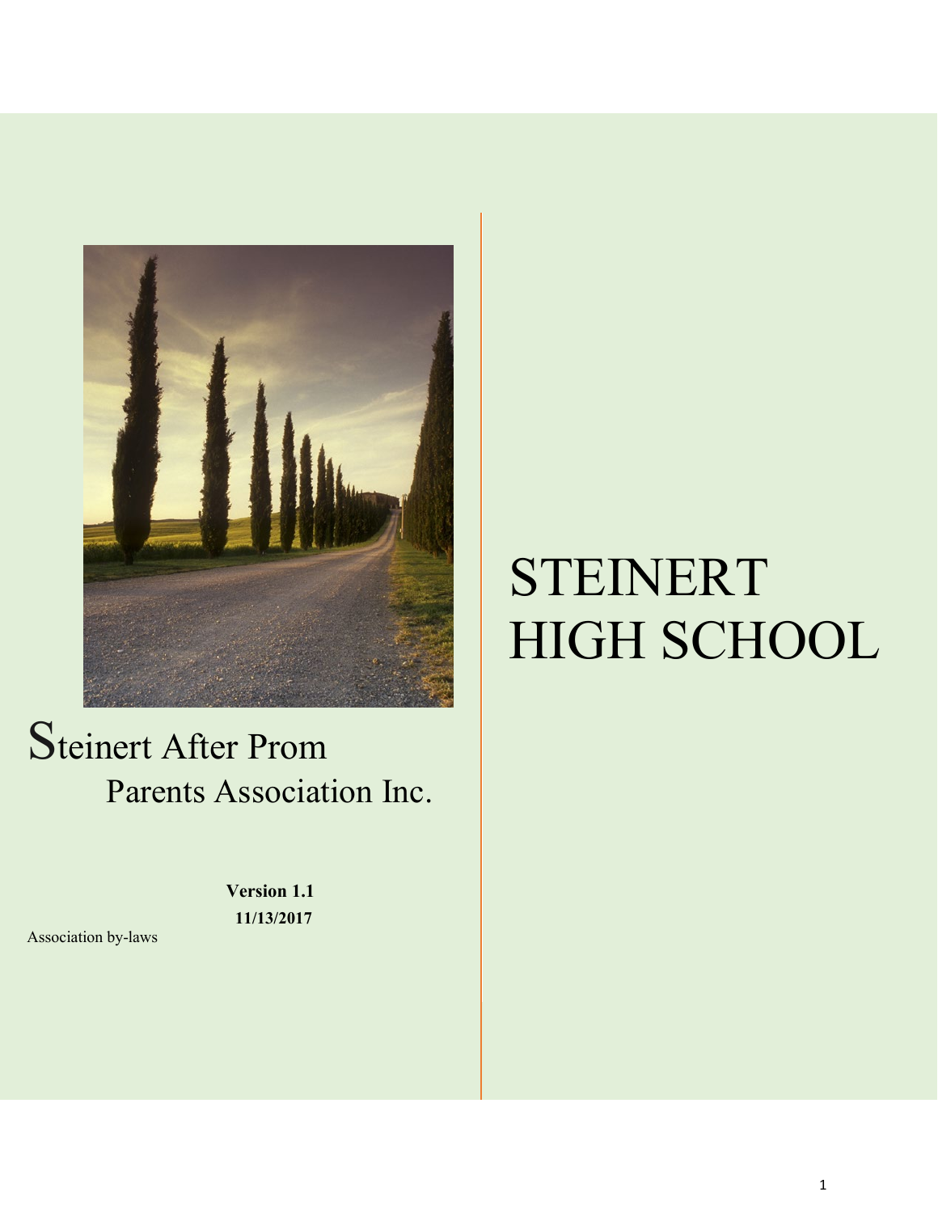# STEINERT HIGH SCHOOL

## Steinert After Prom Parents Association Inc.

**Version 1.1**
**11/13/2017**

Association by-laws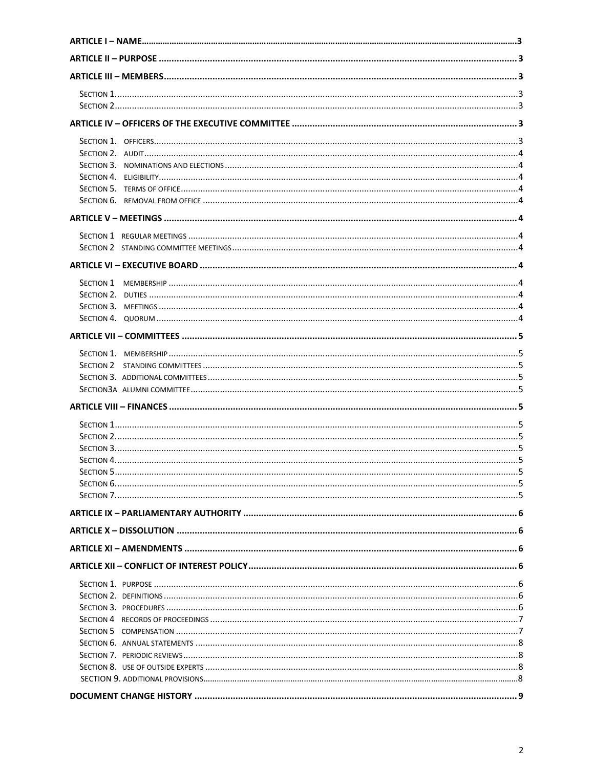**ARTICLE I – NAME** ........ 3

**ARTICLE II – PURPOSE** ........ 3

**ARTICLE III – MEMBERS** ........ 3

- SECTION 1 ........ 3
- SECTION 2 ........ 3

**ARTICLE IV – OFFICERS OF THE EXECUTIVE COMMITTEE** ........ 3

- SECTION 1. OFFICERS ........ 3
- SECTION 2. AUDIT ........ 4
- SECTION 3. NOMINATIONS AND ELECTIONS ........ 4
- SECTION 4. ELIGIBILITY ........ 4
- SECTION 5. TERMS OF OFFICE ........ 4
- SECTION 6. REMOVAL FROM OFFICE ........ 4

**ARTICLE V – MEETINGS** ........ 4

- SECTION 1 REGULAR MEETINGS ........ 4
- SECTION 2 STANDING COMMITTEE MEETINGS ........ 4

**ARTICLE VI – EXECUTIVE BOARD** ........ 4

- SECTION 1 MEMBERSHIP ........ 4
- SECTION 2. DUTIES ........ 4
- SECTION 3. MEETINGS ........ 4
- SECTION 4. QUORUM ........ 4

**ARTICLE VII – COMMITTEES** ........ 5

- SECTION 1. MEMBERSHIP ........ 5
- SECTION 2 STANDING COMMITTEES ........ 5
- SECTION 3. ADDITIONAL COMMITTEES ........ 5
- SECTION3A ALUMNI COMMITTEE ........ 5

**ARTICLE VIII – FINANCES** ........ 5

- SECTION 1 ........ 5
- SECTION 2 ........ 5
- SECTION 3 ........ 5
- SECTION 4 ........ 5
- SECTION 5 ........ 5
- SECTION 6 ........ 5
- SECTION 7 ........ 5

**ARTICLE IX – PARLIAMENTARY AUTHORITY** ........ 6

**ARTICLE X – DISSOLUTION** ........ 6

**ARTICLE XI – AMENDMENTS** ........ 6

**ARTICLE XII – CONFLICT OF INTEREST POLICY** ........ 6

- SECTION 1. PURPOSE ........ 6
- SECTION 2. DEFINITIONS ........ 6
- SECTION 3. PROCEDURES ........ 6
- SECTION 4 RECORDS OF PROCEEDINGS ........ 7
- SECTION 5 COMPENSATION ........ 7
- SECTION 6. ANNUAL STATEMENTS ........ 8
- SECTION 7. PERIODIC REVIEWS ........ 8
- SECTION 8. USE OF OUTSIDE EXPERTS ........ 8
- SECTION 9. ADDITIONAL PROVISIONS ........ 8

**DOCUMENT CHANGE HISTORY** ........ 9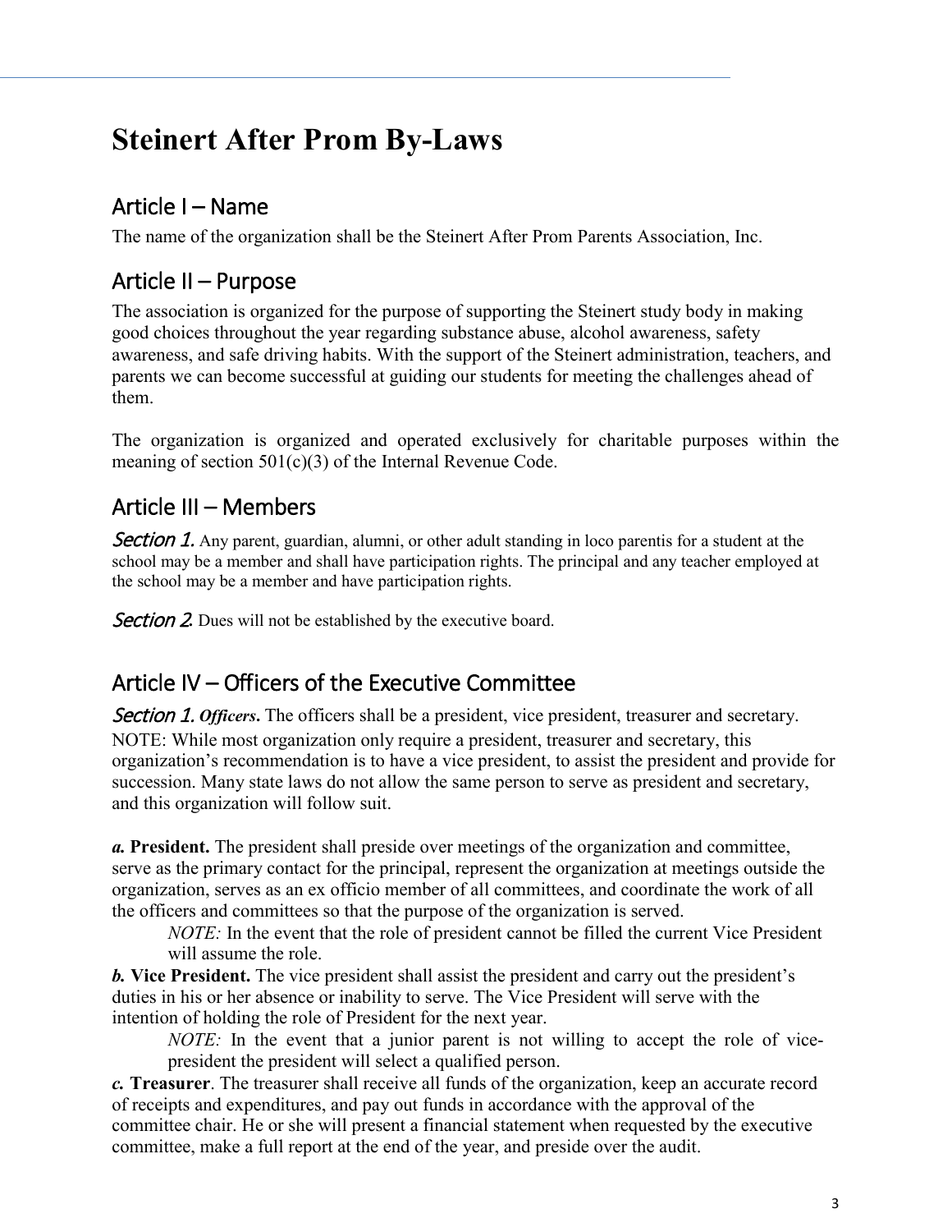# Steinert After Prom By-Laws

## Article I – Name

The name of the organization shall be the Steinert After Prom Parents Association, Inc.

## Article II – Purpose

The association is organized for the purpose of supporting the Steinert study body in making good choices throughout the year regarding substance abuse, alcohol awareness, safety awareness, and safe driving habits. With the support of the Steinert administration, teachers, and parents we can become successful at guiding our students for meeting the challenges ahead of them.

The organization is organized and operated exclusively for charitable purposes within the meaning of section 501(c)(3) of the Internal Revenue Code.

## Article III – Members

*Section 1.* Any parent, guardian, alumni, or other adult standing in loco parentis for a student at the school may be a member and shall have participation rights. The principal and any teacher employed at the school may be a member and have participation rights.

*Section 2.* Dues will not be established by the executive board.

## Article IV – Officers of the Executive Committee

*Section 1.* ***Officers*.** The officers shall be a president, vice president, treasurer and secretary. NOTE: While most organization only require a president, treasurer and secretary, this organization's recommendation is to have a vice president, to assist the president and provide for succession. Many state laws do not allow the same person to serve as president and secretary, and this organization will follow suit.

***a.* President.** The president shall preside over meetings of the organization and committee, serve as the primary contact for the principal, represent the organization at meetings outside the organization, serves as an ex officio member of all committees, and coordinate the work of all the officers and committees so that the purpose of the organization is served.

> *NOTE:* In the event that the role of president cannot be filled the current Vice President will assume the role.

***b.* Vice President.** The vice president shall assist the president and carry out the president's duties in his or her absence or inability to serve. The Vice President will serve with the intention of holding the role of President for the next year.

> *NOTE:* In the event that a junior parent is not willing to accept the role of vice-president the president will select a qualified person.

***c.* Treasurer**. The treasurer shall receive all funds of the organization, keep an accurate record of receipts and expenditures, and pay out funds in accordance with the approval of the committee chair. He or she will present a financial statement when requested by the executive committee, make a full report at the end of the year, and preside over the audit.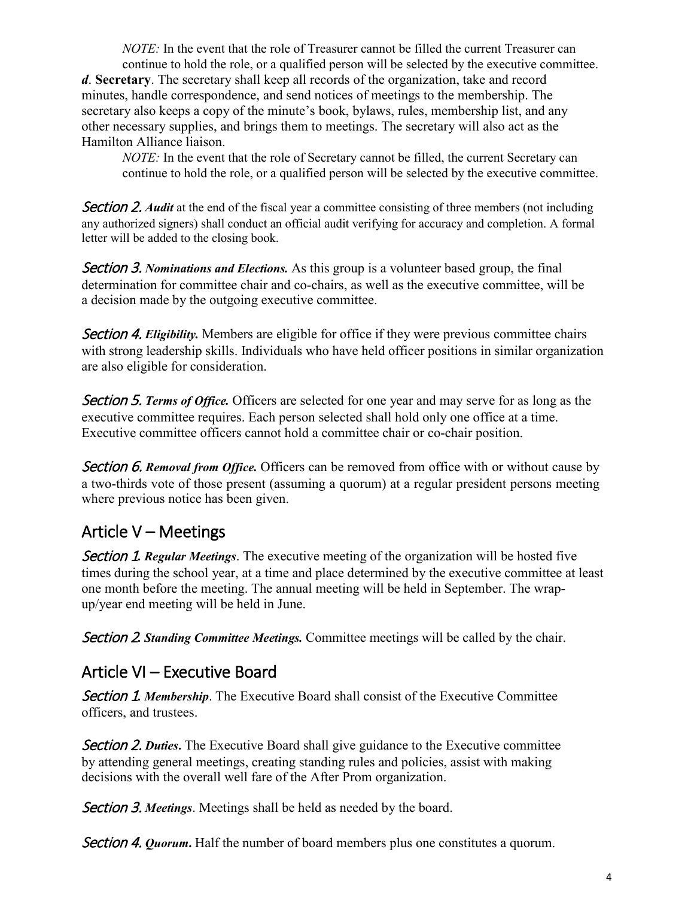*NOTE:* In the event that the role of Treasurer cannot be filled the current Treasurer can continue to hold the role, or a qualified person will be selected by the executive committee.

***d*. Secretary**. The secretary shall keep all records of the organization, take and record minutes, handle correspondence, and send notices of meetings to the membership. The secretary also keeps a copy of the minute's book, bylaws, rules, membership list, and any other necessary supplies, and brings them to meetings. The secretary will also act as the Hamilton Alliance liaison.

*NOTE:* In the event that the role of Secretary cannot be filled, the current Secretary can continue to hold the role, or a qualified person will be selected by the executive committee.

*Section 2. **Audit*** at the end of the fiscal year a committee consisting of three members (not including any authorized signers) shall conduct an official audit verifying for accuracy and completion. A formal letter will be added to the closing book.

*Section 3. **Nominations and Elections.*** As this group is a volunteer based group, the final determination for committee chair and co-chairs, as well as the executive committee, will be a decision made by the outgoing executive committee.

*Section 4. **Eligibility.*** Members are eligible for office if they were previous committee chairs with strong leadership skills. Individuals who have held officer positions in similar organization are also eligible for consideration.

*Section 5. **Terms of Office.*** Officers are selected for one year and may serve for as long as the executive committee requires. Each person selected shall hold only one office at a time. Executive committee officers cannot hold a committee chair or co-chair position.

*Section 6. **Removal from Office.*** Officers can be removed from office with or without cause by a two-thirds vote of those present (assuming a quorum) at a regular president persons meeting where previous notice has been given.

## Article V – Meetings

*Section 1. **Regular Meetings***. The executive meeting of the organization will be hosted five times during the school year, at a time and place determined by the executive committee at least one month before the meeting. The annual meeting will be held in September. The wrap-up/year end meeting will be held in June.

*Section 2. **Standing Committee Meetings.*** Committee meetings will be called by the chair.

## Article VI – Executive Board

*Section 1. **Membership***. The Executive Board shall consist of the Executive Committee officers, and trustees.

*Section 2. **Duties*.** The Executive Board shall give guidance to the Executive committee by attending general meetings, creating standing rules and policies, assist with making decisions with the overall well fare of the After Prom organization.

*Section 3. **Meetings***. Meetings shall be held as needed by the board.

*Section 4. **Quorum*.** Half the number of board members plus one constitutes a quorum.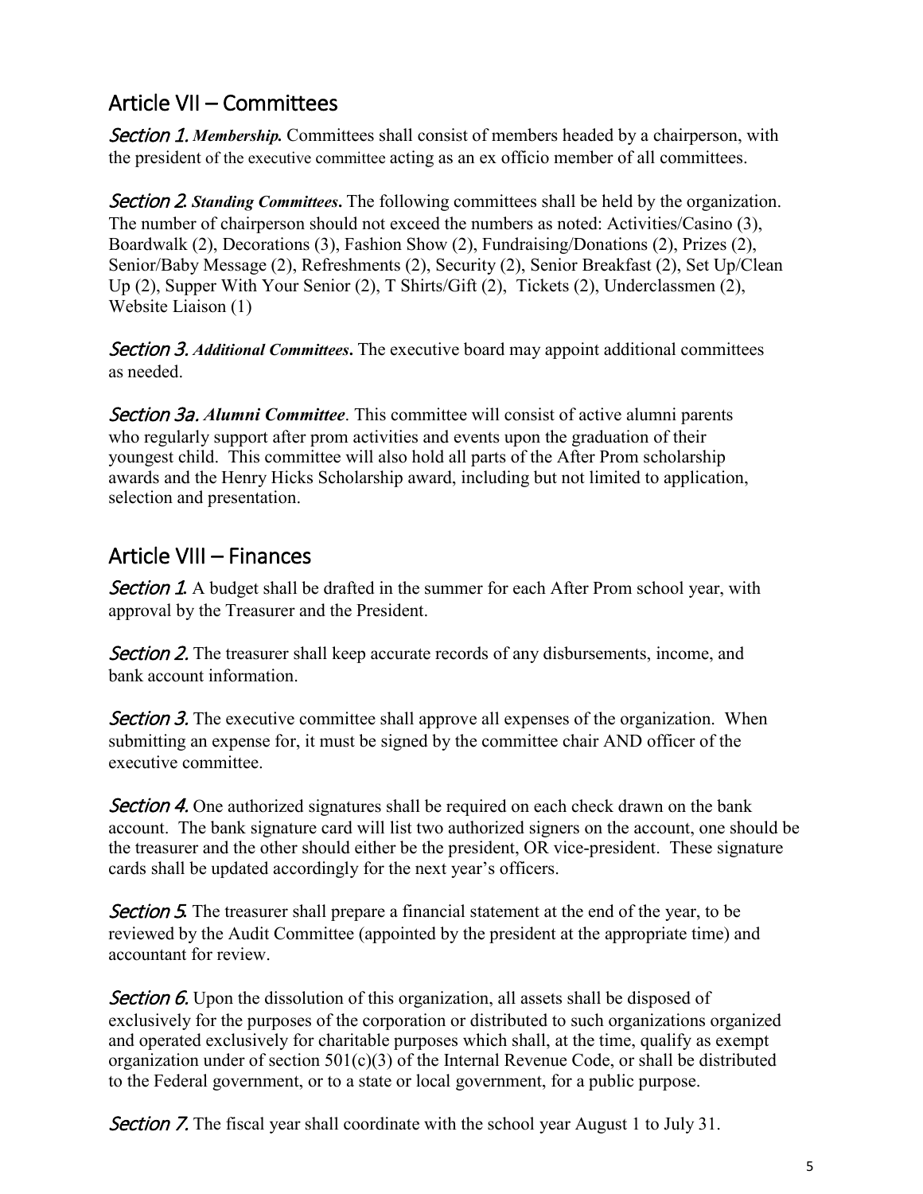## Article VII – Committees

*Section 1.* ***Membership.*** Committees shall consist of members headed by a chairperson, with the president of the executive committee acting as an ex officio member of all committees.

*Section 2.* ***Standing Committees*.** The following committees shall be held by the organization. The number of chairperson should not exceed the numbers as noted: Activities/Casino (3), Boardwalk (2), Decorations (3), Fashion Show (2), Fundraising/Donations (2), Prizes (2), Senior/Baby Message (2), Refreshments (2), Security (2), Senior Breakfast (2), Set Up/Clean Up (2), Supper With Your Senior (2), T Shirts/Gift (2), Tickets (2), Underclassmen (2), Website Liaison (1)

*Section 3.* ***Additional Committees*.** The executive board may appoint additional committees as needed.

*Section 3a.* ***Alumni Committee***. This committee will consist of active alumni parents who regularly support after prom activities and events upon the graduation of their youngest child. This committee will also hold all parts of the After Prom scholarship awards and the Henry Hicks Scholarship award, including but not limited to application, selection and presentation.

## Article VIII – Finances

*Section 1.* A budget shall be drafted in the summer for each After Prom school year, with approval by the Treasurer and the President.

*Section 2.* The treasurer shall keep accurate records of any disbursements, income, and bank account information.

*Section 3.* The executive committee shall approve all expenses of the organization. When submitting an expense for, it must be signed by the committee chair AND officer of the executive committee.

*Section 4.* One authorized signatures shall be required on each check drawn on the bank account. The bank signature card will list two authorized signers on the account, one should be the treasurer and the other should either be the president, OR vice-president. These signature cards shall be updated accordingly for the next year's officers.

*Section 5.* The treasurer shall prepare a financial statement at the end of the year, to be reviewed by the Audit Committee (appointed by the president at the appropriate time) and accountant for review.

*Section 6.* Upon the dissolution of this organization, all assets shall be disposed of exclusively for the purposes of the corporation or distributed to such organizations organized and operated exclusively for charitable purposes which shall, at the time, qualify as exempt organization under of section 501(c)(3) of the Internal Revenue Code, or shall be distributed to the Federal government, or to a state or local government, for a public purpose.

*Section 7.* The fiscal year shall coordinate with the school year August 1 to July 31.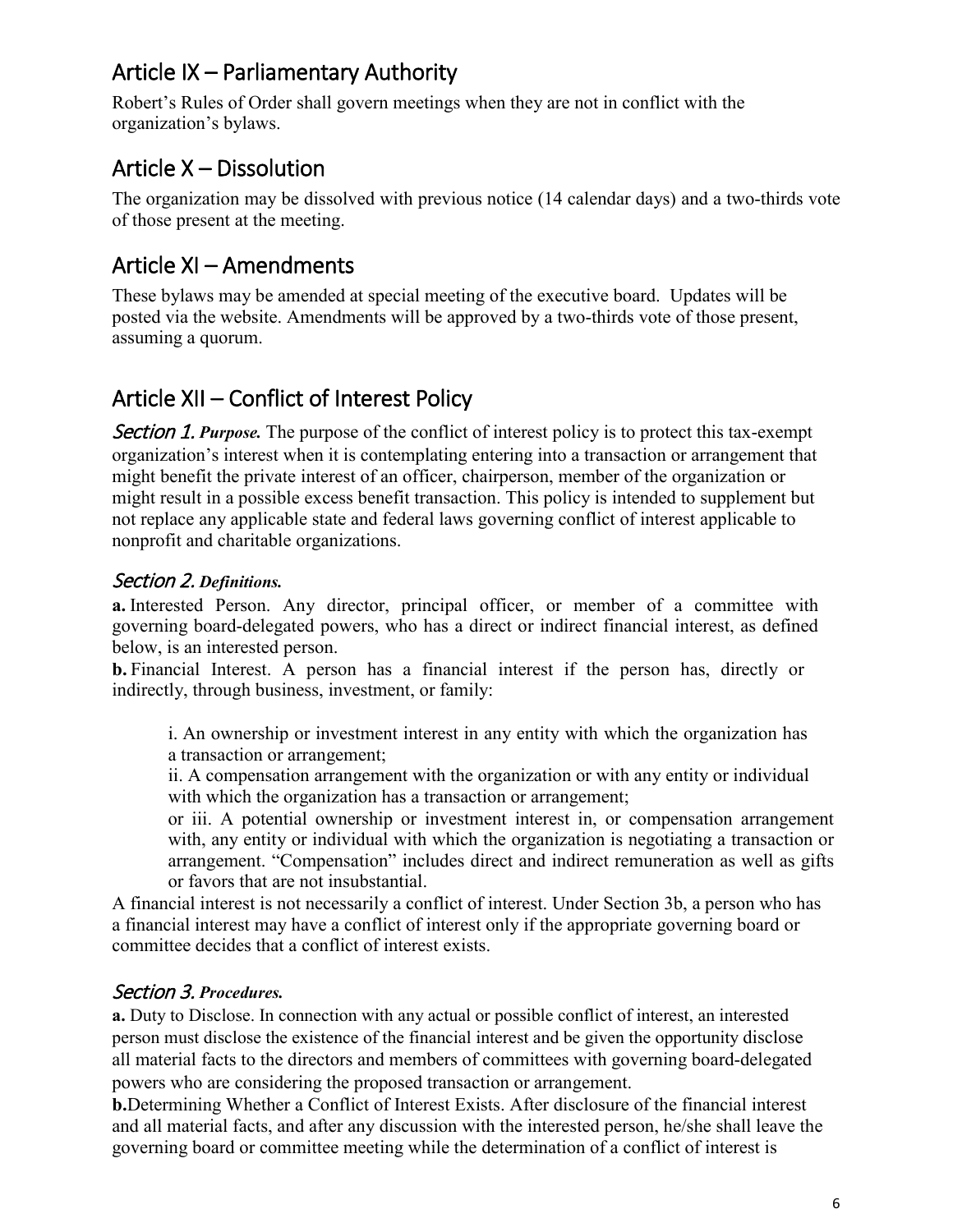## Article IX – Parliamentary Authority

Robert's Rules of Order shall govern meetings when they are not in conflict with the organization's bylaws.

## Article X – Dissolution

The organization may be dissolved with previous notice (14 calendar days) and a two-thirds vote of those present at the meeting.

## Article XI – Amendments

These bylaws may be amended at special meeting of the executive board. Updates will be posted via the website. Amendments will be approved by a two-thirds vote of those present, assuming a quorum.

## Article XII – Conflict of Interest Policy

*Section 1.* ***Purpose.*** The purpose of the conflict of interest policy is to protect this tax-exempt organization's interest when it is contemplating entering into a transaction or arrangement that might benefit the private interest of an officer, chairperson, member of the organization or might result in a possible excess benefit transaction. This policy is intended to supplement but not replace any applicable state and federal laws governing conflict of interest applicable to nonprofit and charitable organizations.

### *Section 2.* ***Definitions.***

**a.** Interested Person. Any director, principal officer, or member of a committee with governing board-delegated powers, who has a direct or indirect financial interest, as defined below, is an interested person.

**b.** Financial Interest. A person has a financial interest if the person has, directly or indirectly, through business, investment, or family:

> i. An ownership or investment interest in any entity with which the organization has a transaction or arrangement;
>
> ii. A compensation arrangement with the organization or with any entity or individual with which the organization has a transaction or arrangement;
>
> or iii. A potential ownership or investment interest in, or compensation arrangement with, any entity or individual with which the organization is negotiating a transaction or arrangement. "Compensation" includes direct and indirect remuneration as well as gifts or favors that are not insubstantial.

A financial interest is not necessarily a conflict of interest. Under Section 3b, a person who has a financial interest may have a conflict of interest only if the appropriate governing board or committee decides that a conflict of interest exists.

### *Section 3.* ***Procedures.***

**a.** Duty to Disclose. In connection with any actual or possible conflict of interest, an interested person must disclose the existence of the financial interest and be given the opportunity disclose all material facts to the directors and members of committees with governing board-delegated powers who are considering the proposed transaction or arrangement.

**b.** Determining Whether a Conflict of Interest Exists. After disclosure of the financial interest and all material facts, and after any discussion with the interested person, he/she shall leave the governing board or committee meeting while the determination of a conflict of interest is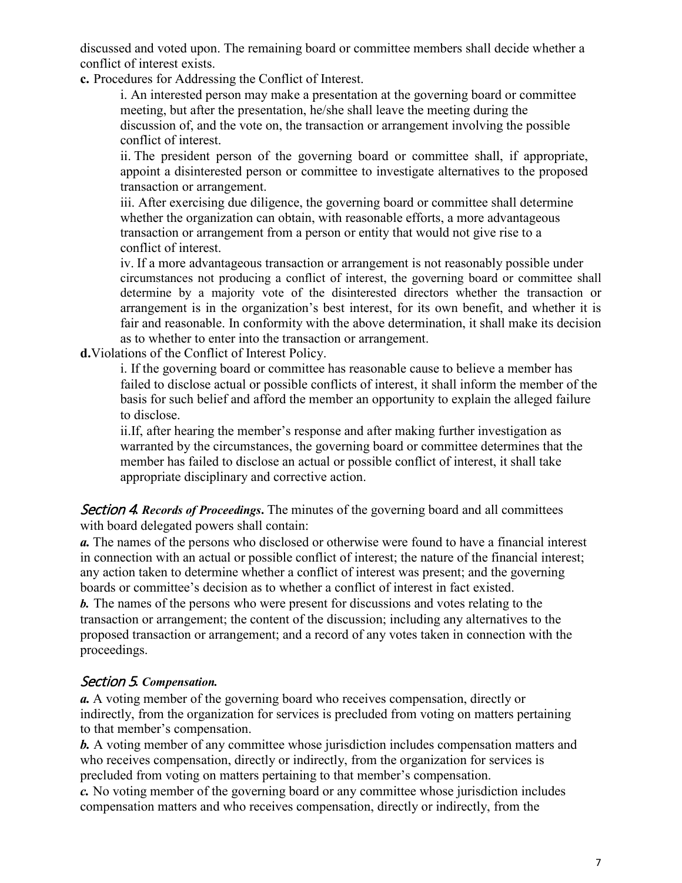discussed and voted upon. The remaining board or committee members shall decide whether a conflict of interest exists.

**c.** Procedures for Addressing the Conflict of Interest.

i. An interested person may make a presentation at the governing board or committee meeting, but after the presentation, he/she shall leave the meeting during the discussion of, and the vote on, the transaction or arrangement involving the possible conflict of interest.

ii. The president person of the governing board or committee shall, if appropriate, appoint a disinterested person or committee to investigate alternatives to the proposed transaction or arrangement.

iii. After exercising due diligence, the governing board or committee shall determine whether the organization can obtain, with reasonable efforts, a more advantageous transaction or arrangement from a person or entity that would not give rise to a conflict of interest.

iv. If a more advantageous transaction or arrangement is not reasonably possible under circumstances not producing a conflict of interest, the governing board or committee shall determine by a majority vote of the disinterested directors whether the transaction or arrangement is in the organization's best interest, for its own benefit, and whether it is fair and reasonable. In conformity with the above determination, it shall make its decision as to whether to enter into the transaction or arrangement.

**d.** Violations of the Conflict of Interest Policy.

i. If the governing board or committee has reasonable cause to believe a member has failed to disclose actual or possible conflicts of interest, it shall inform the member of the basis for such belief and afford the member an opportunity to explain the alleged failure to disclose.

ii. If, after hearing the member's response and after making further investigation as warranted by the circumstances, the governing board or committee determines that the member has failed to disclose an actual or possible conflict of interest, it shall take appropriate disciplinary and corrective action.

*Section 4*. ***Records of Proceedings*****.** The minutes of the governing board and all committees with board delegated powers shall contain:

***a.*** The names of the persons who disclosed or otherwise were found to have a financial interest in connection with an actual or possible conflict of interest; the nature of the financial interest; any action taken to determine whether a conflict of interest was present; and the governing boards or committee's decision as to whether a conflict of interest in fact existed.

***b.*** The names of the persons who were present for discussions and votes relating to the transaction or arrangement; the content of the discussion; including any alternatives to the proposed transaction or arrangement; and a record of any votes taken in connection with the proceedings.

### *Section 5*. ***Compensation.***

***a.*** A voting member of the governing board who receives compensation, directly or indirectly, from the organization for services is precluded from voting on matters pertaining to that member's compensation.

***b.*** A voting member of any committee whose jurisdiction includes compensation matters and who receives compensation, directly or indirectly, from the organization for services is precluded from voting on matters pertaining to that member's compensation.

***c.*** No voting member of the governing board or any committee whose jurisdiction includes compensation matters and who receives compensation, directly or indirectly, from the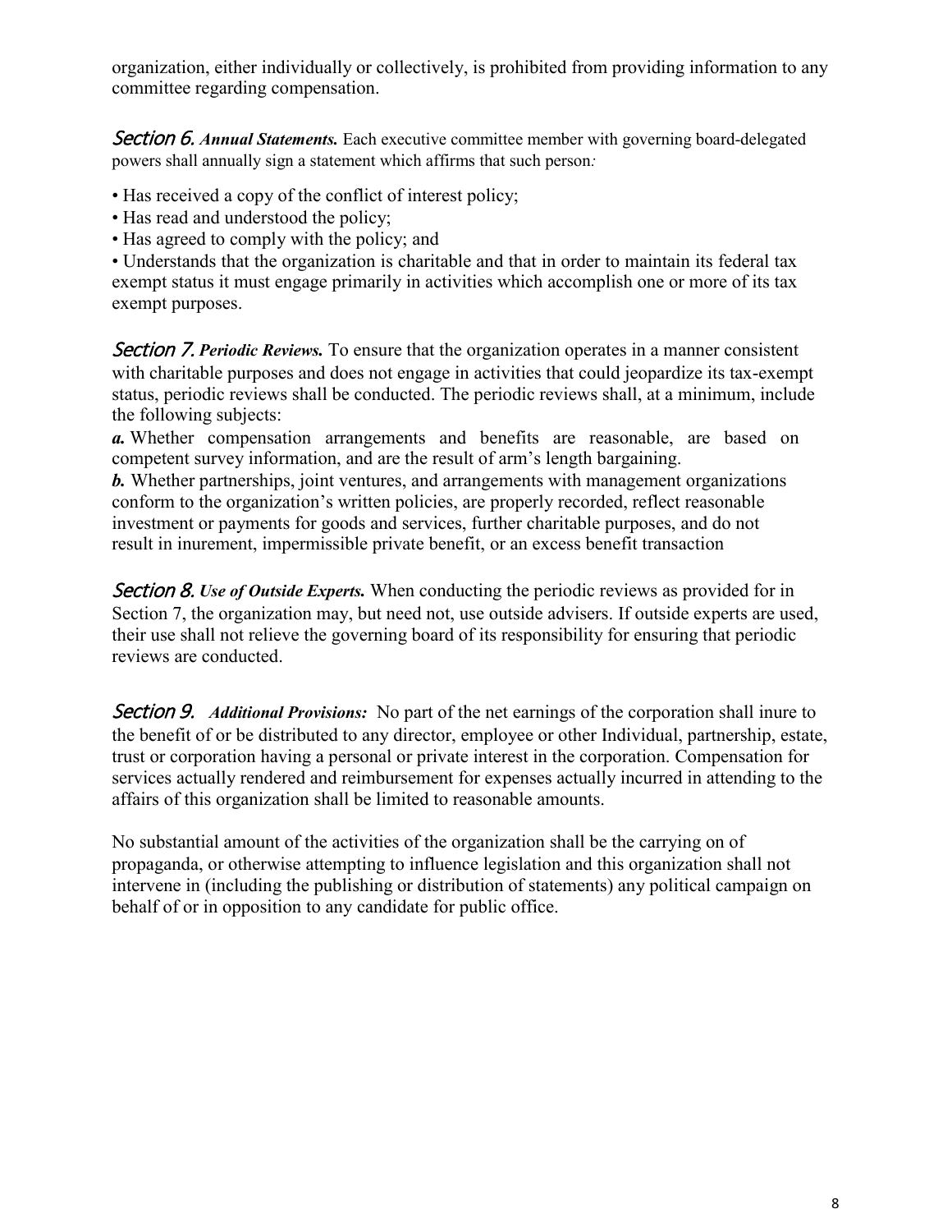organization, either individually or collectively, is prohibited from providing information to any committee regarding compensation.

***Section 6.*** ***Annual Statements.*** Each executive committee member with governing board-delegated powers shall annually sign a statement which affirms that such person*:*

- Has received a copy of the conflict of interest policy;
- Has read and understood the policy;
- Has agreed to comply with the policy; and
- Understands that the organization is charitable and that in order to maintain its federal tax exempt status it must engage primarily in activities which accomplish one or more of its tax exempt purposes.

***Section 7.*** ***Periodic Reviews.*** To ensure that the organization operates in a manner consistent with charitable purposes and does not engage in activities that could jeopardize its tax-exempt status, periodic reviews shall be conducted. The periodic reviews shall, at a minimum, include the following subjects:

***a.*** Whether compensation arrangements and benefits are reasonable, are based on competent survey information, and are the result of arm's length bargaining.

***b.*** Whether partnerships, joint ventures, and arrangements with management organizations conform to the organization's written policies, are properly recorded, reflect reasonable investment or payments for goods and services, further charitable purposes, and do not result in inurement, impermissible private benefit, or an excess benefit transaction

***Section 8.*** ***Use of Outside Experts.*** When conducting the periodic reviews as provided for in Section 7, the organization may, but need not, use outside advisers. If outside experts are used, their use shall not relieve the governing board of its responsibility for ensuring that periodic reviews are conducted.

***Section 9.*** ***Additional Provisions:*** No part of the net earnings of the corporation shall inure to the benefit of or be distributed to any director, employee or other Individual, partnership, estate, trust or corporation having a personal or private interest in the corporation. Compensation for services actually rendered and reimbursement for expenses actually incurred in attending to the affairs of this organization shall be limited to reasonable amounts.

No substantial amount of the activities of the organization shall be the carrying on of propaganda, or otherwise attempting to influence legislation and this organization shall not intervene in (including the publishing or distribution of statements) any political campaign on behalf of or in opposition to any candidate for public office.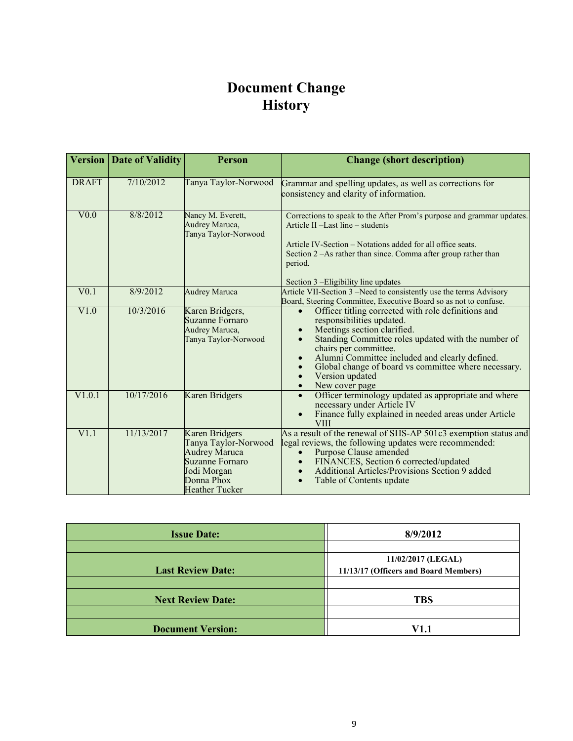# Document Change History

| Version | Date of Validity | Person | Change (short description) |
|---|---|---|---|
| DRAFT | 7/10/2012 | Tanya Taylor-Norwood | Grammar and spelling updates, as well as corrections for consistency and clarity of information. |
| V0.0 | 8/8/2012 | Nancy M. Everett, Audrey Maruca, Tanya Taylor-Norwood | Corrections to speak to the After Prom's purpose and grammar updates. Article II –Last line – students<br><br>Article IV-Section – Notations added for all office seats. Section 2 –As rather than since. Comma after group rather than period.<br><br>Section 3 –Eligibility line updates |
| V0.1 | 8/9/2012 | Audrey Maruca | Article VII-Section 3 –Need to consistently use the terms Advisory Board, Steering Committee, Executive Board so as not to confuse. |
| V1.0 | 10/3/2016 | Karen Bridgers, Suzanne Fornaro Audrey Maruca, Tanya Taylor-Norwood | • Officer titling corrected with role definitions and responsibilities updated.<br>• Meetings section clarified.<br>• Standing Committee roles updated with the number of chairs per committee.<br>• Alumni Committee included and clearly defined.<br>• Global change of board vs committee where necessary.<br>• Version updated<br>• New cover page |
| V1.0.1 | 10/17/2016 | Karen Bridgers | • Officer terminology updated as appropriate and where necessary under Article IV<br>• Finance fully explained in needed areas under Article VIII |
| V1.1 | 11/13/2017 | Karen Bridgers<br>Tanya Taylor-Norwood<br>Audrey Maruca<br>Suzanne Fornaro<br>Jodi Morgan<br>Donna Phox<br>Heather Tucker | As a result of the renewal of SHS-AP 501c3 exemption status and legal reviews, the following updates were recommended:<br>• Purpose Clause amended<br>• FINANCES, Section 6 corrected/updated<br>• Additional Articles/Provisions Section 9 added<br>• Table of Contents update |

| | |
|---|---|
| **Issue Date:** | **8/9/2012** |
| **Last Review Date:** | **11/02/2017 (LEGAL)**<br>**11/13/17 (Officers and Board Members)** |
| **Next Review Date:** | **TBS** |
| **Document Version:** | **V1.1** |